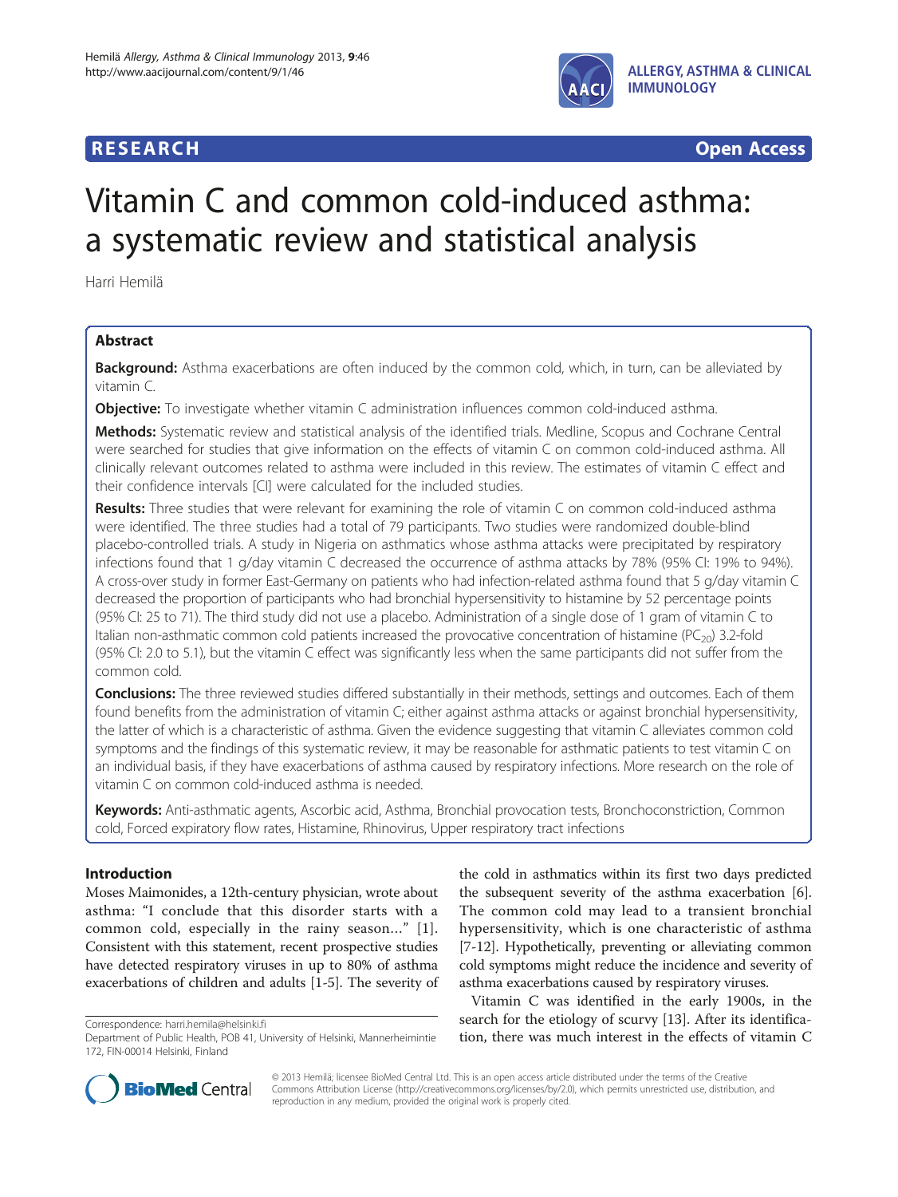RESEARCH Open Access

# Vitamin C and common cold-induced asthma: a systematic review and statistical analysis

Harri Hemilä

## Abstract

**Background:** Asthma exacerbations are often induced by the common cold, which, in turn, can be alleviated by vitamin C.

**Objective:** To investigate whether vitamin C administration influences common cold-induced asthma.

**Methods:** Systematic review and statistical analysis of the identified trials. Medline, Scopus and Cochrane Central were searched for studies that give information on the effects of vitamin C on common cold-induced asthma. All clinically relevant outcomes related to asthma were included in this review. The estimates of vitamin C effect and their confidence intervals [CI] were calculated for the included studies.

**Results:** Three studies that were relevant for examining the role of vitamin C on common cold-induced asthma were identified. The three studies had a total of 79 participants. Two studies were randomized double-blind placebo-controlled trials. A study in Nigeria on asthmatics whose asthma attacks were precipitated by respiratory infections found that 1 g/day vitamin C decreased the occurrence of asthma attacks by 78% (95% CI: 19% to 94%). A cross-over study in former East-Germany on patients who had infection-related asthma found that 5 g/day vitamin C decreased the proportion of participants who had bronchial hypersensitivity to histamine by 52 percentage points (95% CI: 25 to 71). The third study did not use a placebo. Administration of a single dose of 1 gram of vitamin C to Italian non-asthmatic common cold patients increased the provocative concentration of histamine ($PC_{20}$) 3.2-fold (95% CI: 2.0 to 5.1), but the vitamin C effect was significantly less when the same participants did not suffer from the common cold.

**Conclusions:** The three reviewed studies differed substantially in their methods, settings and outcomes. Each of them found benefits from the administration of vitamin C; either against asthma attacks or against bronchial hypersensitivity, the latter of which is a characteristic of asthma. Given the evidence suggesting that vitamin C alleviates common cold symptoms and the findings of this systematic review, it may be reasonable for asthmatic patients to test vitamin C on an individual basis, if they have exacerbations of asthma caused by respiratory infections. More research on the role of vitamin C on common cold-induced asthma is needed.

**Keywords:** Anti-asthmatic agents, Ascorbic acid, Asthma, Bronchial provocation tests, Bronchoconstriction, Common cold, Forced expiratory flow rates, Histamine, Rhinovirus, Upper respiratory tract infections

## Introduction

Moses Maimonides, a 12th-century physician, wrote about asthma: "I conclude that this disorder starts with a common cold, especially in the rainy season..." [1]. Consistent with this statement, recent prospective studies have detected respiratory viruses in up to 80% of asthma exacerbations of children and adults [1-5]. The severity of the cold in asthmatics within its first two days predicted the subsequent severity of the asthma exacerbation [6]. The common cold may lead to a transient bronchial hypersensitivity, which is one characteristic of asthma [7-12]. Hypothetically, preventing or alleviating common cold symptoms might reduce the incidence and severity of asthma exacerbations caused by respiratory viruses.

Vitamin C was identified in the early 1900s, in the search for the etiology of scurvy [13]. After its identification, there was much interest in the effects of vitamin C

Correspondence: harri.hemila@helsinki.fi
Department of Public Health, POB 41, University of Helsinki, Mannerheimintie 172, FIN-00014 Helsinki, Finland

© 2013 Hemilä; licensee BioMed Central Ltd. This is an open access article distributed under the terms of the Creative Commons Attribution License (http://creativecommons.org/licenses/by/2.0), which permits unrestricted use, distribution, and reproduction in any medium, provided the original work is properly cited.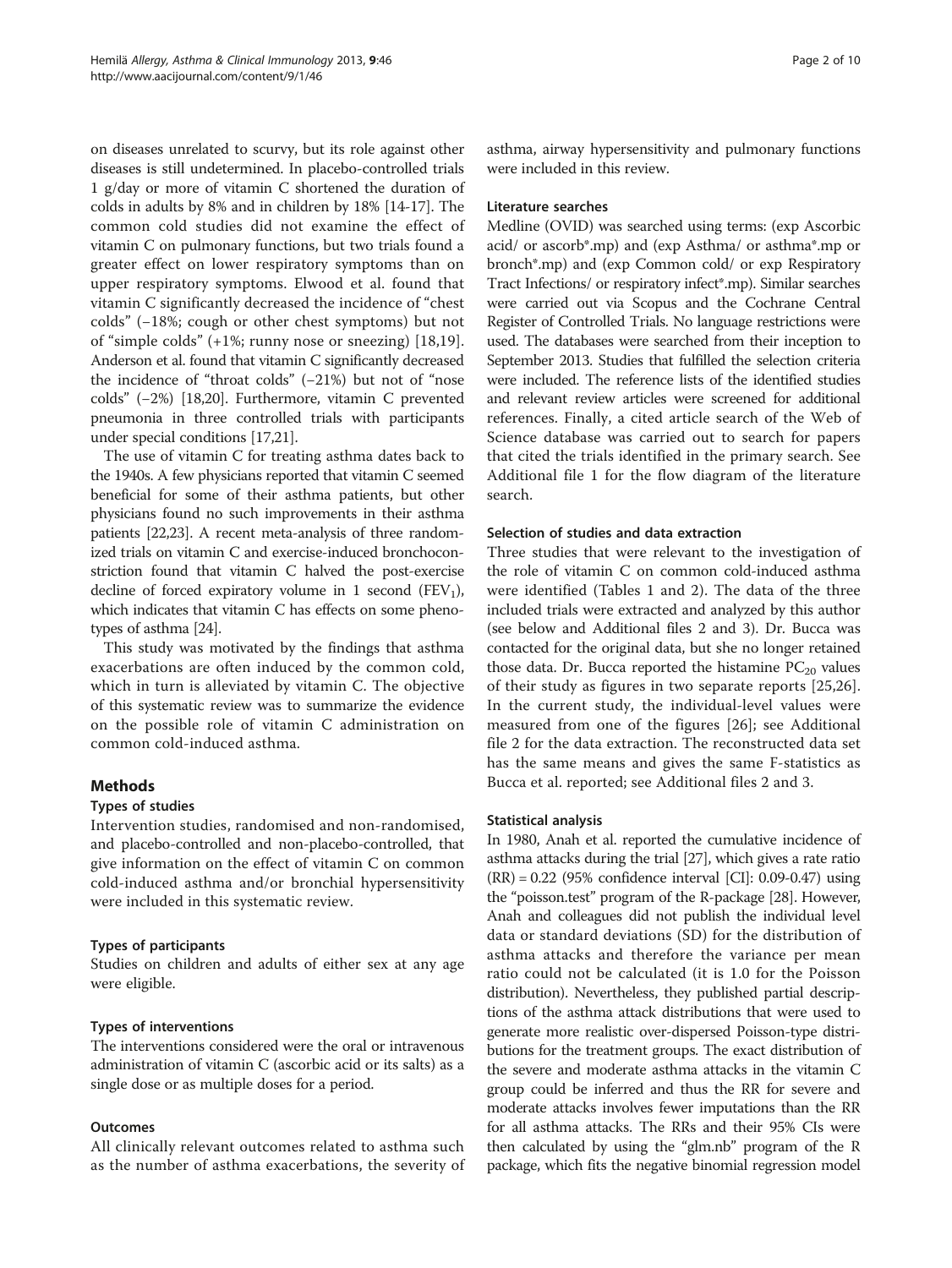on diseases unrelated to scurvy, but its role against other diseases is still undetermined. In placebo-controlled trials 1 g/day or more of vitamin C shortened the duration of colds in adults by 8% and in children by 18% [14-17]. The common cold studies did not examine the effect of vitamin C on pulmonary functions, but two trials found a greater effect on lower respiratory symptoms than on upper respiratory symptoms. Elwood et al. found that vitamin C significantly decreased the incidence of "chest colds" (−18%; cough or other chest symptoms) but not of "simple colds" (+1%; runny nose or sneezing) [18,19]. Anderson et al. found that vitamin C significantly decreased the incidence of "throat colds" (−21%) but not of "nose colds" (−2%) [18,20]. Furthermore, vitamin C prevented pneumonia in three controlled trials with participants under special conditions [17,21].

The use of vitamin C for treating asthma dates back to the 1940s. A few physicians reported that vitamin C seemed beneficial for some of their asthma patients, but other physicians found no such improvements in their asthma patients [22,23]. A recent meta-analysis of three randomized trials on vitamin C and exercise-induced bronchoconstriction found that vitamin C halved the post-exercise decline of forced expiratory volume in 1 second ($FEV_1$), which indicates that vitamin C has effects on some phenotypes of asthma [24].

This study was motivated by the findings that asthma exacerbations are often induced by the common cold, which in turn is alleviated by vitamin C. The objective of this systematic review was to summarize the evidence on the possible role of vitamin C administration on common cold-induced asthma.

## Methods

### Types of studies

Intervention studies, randomised and non-randomised, and placebo-controlled and non-placebo-controlled, that give information on the effect of vitamin C on common cold-induced asthma and/or bronchial hypersensitivity were included in this systematic review.

### Types of participants

Studies on children and adults of either sex at any age were eligible.

### Types of interventions

The interventions considered were the oral or intravenous administration of vitamin C (ascorbic acid or its salts) as a single dose or as multiple doses for a period.

### Outcomes

All clinically relevant outcomes related to asthma such as the number of asthma exacerbations, the severity of asthma, airway hypersensitivity and pulmonary functions were included in this review.

### Literature searches

Medline (OVID) was searched using terms: (exp Ascorbic acid/ or ascorb*.mp) and (exp Asthma/ or asthma*.mp or bronch*.mp) and (exp Common cold/ or exp Respiratory Tract Infections/ or respiratory infect*.mp). Similar searches were carried out via Scopus and the Cochrane Central Register of Controlled Trials. No language restrictions were used. The databases were searched from their inception to September 2013. Studies that fulfilled the selection criteria were included. The reference lists of the identified studies and relevant review articles were screened for additional references. Finally, a cited article search of the Web of Science database was carried out to search for papers that cited the trials identified in the primary search. See Additional file 1 for the flow diagram of the literature search.

### Selection of studies and data extraction

Three studies that were relevant to the investigation of the role of vitamin C on common cold-induced asthma were identified (Tables 1 and 2). The data of the three included trials were extracted and analyzed by this author (see below and Additional files 2 and 3). Dr. Bucca was contacted for the original data, but she no longer retained those data. Dr. Bucca reported the histamine $PC_{20}$ values of their study as figures in two separate reports [25,26]. In the current study, the individual-level values were measured from one of the figures [26]; see Additional file 2 for the data extraction. The reconstructed data set has the same means and gives the same F-statistics as Bucca et al. reported; see Additional files 2 and 3.

### Statistical analysis

In 1980, Anah et al. reported the cumulative incidence of asthma attacks during the trial [27], which gives a rate ratio (RR) = 0.22 (95% confidence interval [CI]: 0.09-0.47) using the "poisson.test" program of the R-package [28]. However, Anah and colleagues did not publish the individual level data or standard deviations (SD) for the distribution of asthma attacks and therefore the variance per mean ratio could not be calculated (it is 1.0 for the Poisson distribution). Nevertheless, they published partial descriptions of the asthma attack distributions that were used to generate more realistic over-dispersed Poisson-type distributions for the treatment groups. The exact distribution of the severe and moderate asthma attacks in the vitamin C group could be inferred and thus the RR for severe and moderate attacks involves fewer imputations than the RR for all asthma attacks. The RRs and their 95% CIs were then calculated by using the "glm.nb" program of the R package, which fits the negative binomial regression model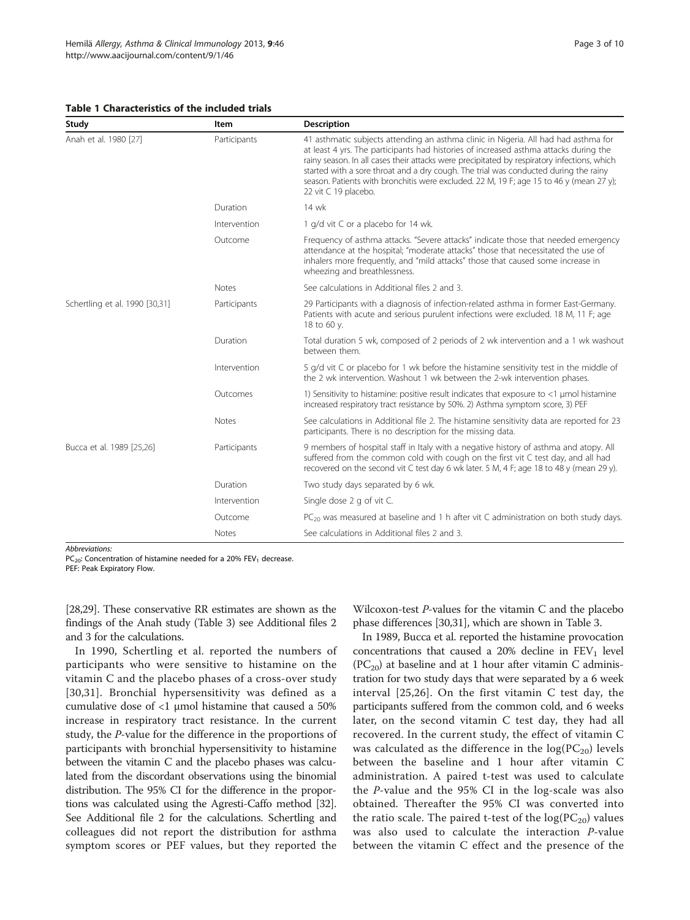**Table 1 Characteristics of the included trials**

| Study | Item | Description |
| --- | --- | --- |
| Anah et al. 1980 [27] | Participants | 41 asthmatic subjects attending an asthma clinic in Nigeria. All had had asthma for at least 4 yrs. The participants had histories of increased asthma attacks during the rainy season. In all cases their attacks were precipitated by respiratory infections, which started with a sore throat and a dry cough. The trial was conducted during the rainy season. Patients with bronchitis were excluded. 22 M, 19 F; age 15 to 46 y (mean 27 y); 22 vit C 19 placebo. |
| | Duration | 14 wk |
| | Intervention | 1 g/d vit C or a placebo for 14 wk. |
| | Outcome | Frequency of asthma attacks. "Severe attacks" indicate those that needed emergency attendance at the hospital; "moderate attacks" those that necessitated the use of inhalers more frequently, and "mild attacks" those that caused some increase in wheezing and breathlessness. |
| | Notes | See calculations in Additional files 2 and 3. |
| Schertling et al. 1990 [30,31] | Participants | 29 Participants with a diagnosis of infection-related asthma in former East-Germany. Patients with acute and serious purulent infections were excluded. 18 M, 11 F; age 18 to 60 y. |
| | Duration | Total duration 5 wk, composed of 2 periods of 2 wk intervention and a 1 wk washout between them. |
| | Intervention | 5 g/d vit C or placebo for 1 wk before the histamine sensitivity test in the middle of the 2 wk intervention. Washout 1 wk between the 2-wk intervention phases. |
| | Outcomes | 1) Sensitivity to histamine: positive result indicates that exposure to <1 μmol histamine increased respiratory tract resistance by 50%. 2) Asthma symptom score, 3) PEF |
| | Notes | See calculations in Additional file 2. The histamine sensitivity data are reported for 23 participants. There is no description for the missing data. |
| Bucca et al. 1989 [25,26] | Participants | 9 members of hospital staff in Italy with a negative history of asthma and atopy. All suffered from the common cold with cough on the first vit C test day, and all had recovered on the second vit C test day 6 wk later. 5 M, 4 F; age 18 to 48 y (mean 29 y). |
| | Duration | Two study days separated by 6 wk. |
| | Intervention | Single dose 2 g of vit C. |
| | Outcome | $PC_{20}$ was measured at baseline and 1 h after vit C administration on both study days. |
| | Notes | See calculations in Additional files 2 and 3. |

*Abbreviations:*
$PC_{20}$: Concentration of histamine needed for a 20% $FEV_1$ decrease.
PEF: Peak Expiratory Flow.

[28,29]. These conservative RR estimates are shown as the findings of the Anah study (Table 3) see Additional files 2 and 3 for the calculations.

In 1990, Schertling et al. reported the numbers of participants who were sensitive to histamine on the vitamin C and the placebo phases of a cross-over study [30,31]. Bronchial hypersensitivity was defined as a cumulative dose of <1 μmol histamine that caused a 50% increase in respiratory tract resistance. In the current study, the *P*-value for the difference in the proportions of participants with bronchial hypersensitivity to histamine between the vitamin C and the placebo phases was calculated from the discordant observations using the binomial distribution. The 95% CI for the difference in the proportions was calculated using the Agresti-Caffo method [32]. See Additional file 2 for the calculations. Schertling and colleagues did not report the distribution for asthma symptom scores or PEF values, but they reported the Wilcoxon-test *P*-values for the vitamin C and the placebo phase differences [30,31], which are shown in Table 3.

In 1989, Bucca et al. reported the histamine provocation concentrations that caused a 20% decline in $FEV_1$ level ($PC_{20}$) at baseline and at 1 hour after vitamin C administration for two study days that were separated by a 6 week interval [25,26]. On the first vitamin C test day, the participants suffered from the common cold, and 6 weeks later, on the second vitamin C test day, they had all recovered. In the current study, the effect of vitamin C was calculated as the difference in the $\log(PC_{20})$ levels between the baseline and 1 hour after vitamin C administration. A paired t-test was used to calculate the *P*-value and the 95% CI in the log-scale was also obtained. Thereafter the 95% CI was converted into the ratio scale. The paired t-test of the $\log(PC_{20})$ values was also used to calculate the interaction *P*-value between the vitamin C effect and the presence of the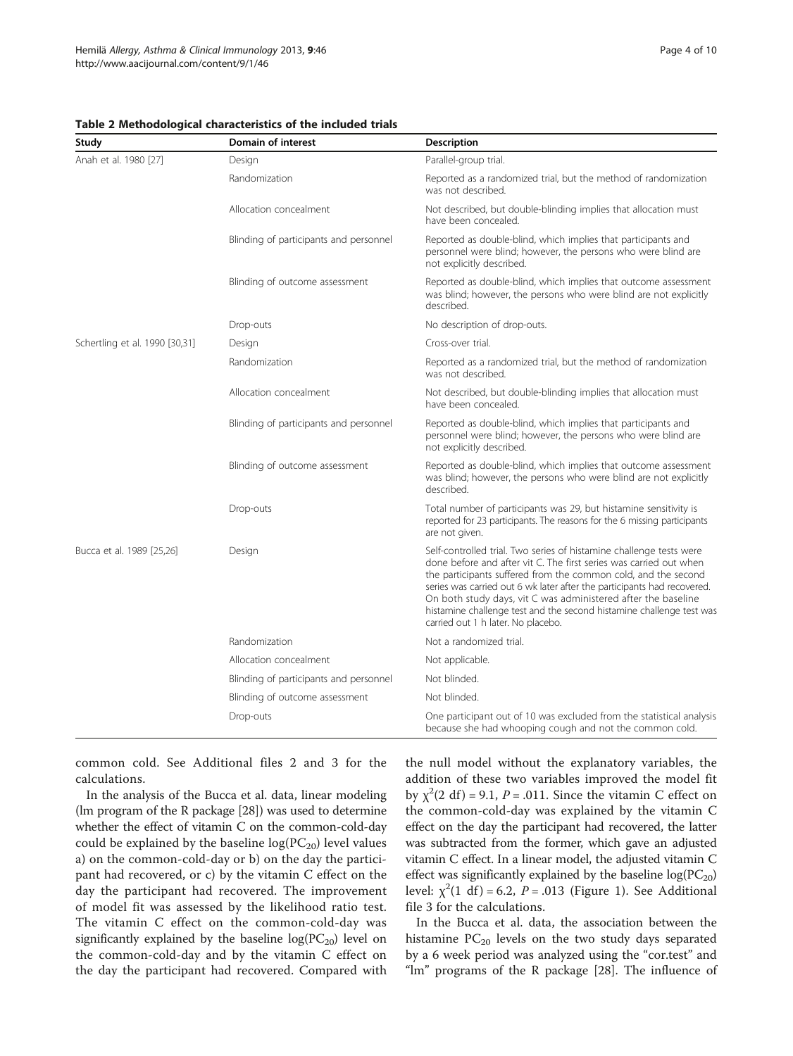**Table 2 Methodological characteristics of the included trials**

| Study | Domain of interest | Description |
|---|---|---|
| Anah et al. 1980 [27] | Design | Parallel-group trial. |
| | Randomization | Reported as a randomized trial, but the method of randomization was not described. |
| | Allocation concealment | Not described, but double-blinding implies that allocation must have been concealed. |
| | Blinding of participants and personnel | Reported as double-blind, which implies that participants and personnel were blind; however, the persons who were blind are not explicitly described. |
| | Blinding of outcome assessment | Reported as double-blind, which implies that outcome assessment was blind; however, the persons who were blind are not explicitly described. |
| | Drop-outs | No description of drop-outs. |
| Schertling et al. 1990 [30,31] | Design | Cross-over trial. |
| | Randomization | Reported as a randomized trial, but the method of randomization was not described. |
| | Allocation concealment | Not described, but double-blinding implies that allocation must have been concealed. |
| | Blinding of participants and personnel | Reported as double-blind, which implies that participants and personnel were blind; however, the persons who were blind are not explicitly described. |
| | Blinding of outcome assessment | Reported as double-blind, which implies that outcome assessment was blind; however, the persons who were blind are not explicitly described. |
| | Drop-outs | Total number of participants was 29, but histamine sensitivity is reported for 23 participants. The reasons for the 6 missing participants are not given. |
| Bucca et al. 1989 [25,26] | Design | Self-controlled trial. Two series of histamine challenge tests were done before and after vit C. The first series was carried out when the participants suffered from the common cold, and the second series was carried out 6 wk later after the participants had recovered. On both study days, vit C was administered after the baseline histamine challenge test and the second histamine challenge test was carried out 1 h later. No placebo. |
| | Randomization | Not a randomized trial. |
| | Allocation concealment | Not applicable. |
| | Blinding of participants and personnel | Not blinded. |
| | Blinding of outcome assessment | Not blinded. |
| | Drop-outs | One participant out of 10 was excluded from the statistical analysis because she had whooping cough and not the common cold. |

common cold. See Additional files 2 and 3 for the calculations.

In the analysis of the Bucca et al. data, linear modeling (lm program of the R package [28]) was used to determine whether the effect of vitamin C on the common-cold-day could be explained by the baseline $\log(PC_{20})$ level values a) on the common-cold-day or b) on the day the participant had recovered, or c) by the vitamin C effect on the day the participant had recovered. The improvement of model fit was assessed by the likelihood ratio test. The vitamin C effect on the common-cold-day was significantly explained by the baseline $\log(PC_{20})$ level on the common-cold-day and by the vitamin C effect on the day the participant had recovered. Compared with the null model without the explanatory variables, the addition of these two variables improved the model fit by $\chi^2(2\text{ df}) = 9.1$, $P = .011$. Since the vitamin C effect on the common-cold-day was explained by the vitamin C effect on the day the participant had recovered, the latter was subtracted from the former, which gave an adjusted vitamin C effect. In a linear model, the adjusted vitamin C effect was significantly explained by the baseline $\log(PC_{20})$ level: $\chi^2(1\text{ df}) = 6.2$, $P = .013$ (Figure 1). See Additional file 3 for the calculations.

In the Bucca et al. data, the association between the histamine $PC_{20}$ levels on the two study days separated by a 6 week period was analyzed using the "cor.test" and "lm" programs of the R package [28]. The influence of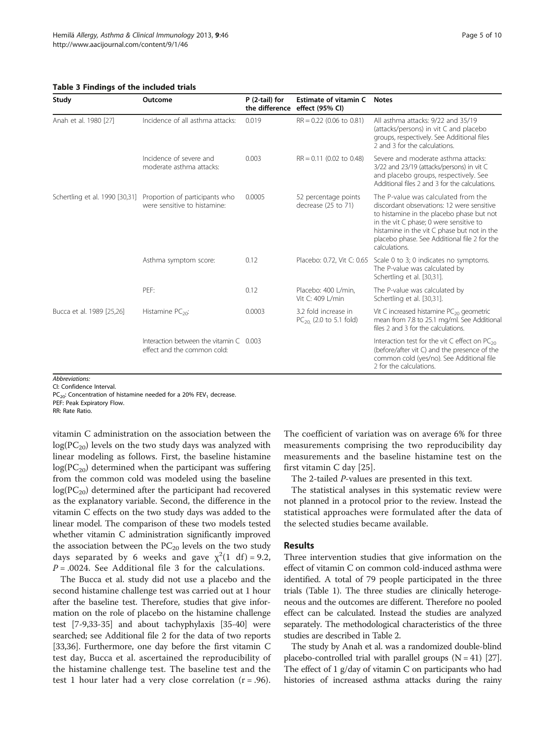**Table 3 Findings of the included trials**

| Study | Outcome | P (2-tail) for the difference | Estimate of vitamin C effect (95% CI) | Notes |
|---|---|---|---|---|
| Anah et al. 1980 [27] | Incidence of all asthma attacks: | 0.019 | RR = 0.22 (0.06 to 0.81) | All asthma attacks: 9/22 and 35/19 (attacks/persons) in vit C and placebo groups, respectively. See Additional files 2 and 3 for the calculations. |
| | Incidence of severe and moderate asthma attacks: | 0.003 | RR = 0.11 (0.02 to 0.48) | Severe and moderate asthma attacks: 3/22 and 23/19 (attacks/persons) in vit C and placebo groups, respectively. See Additional files 2 and 3 for the calculations. |
| Schertling et al. 1990 [30,31] | Proportion of participants who were sensitive to histamine: | 0.0005 | 52 percentage points decrease (25 to 71) | The P-value was calculated from the discordant observations: 12 were sensitive to histamine in the placebo phase but not in the vit C phase; 0 were sensitive to histamine in the vit C phase but not in the placebo phase. See Additional file 2 for the calculations. |
| | Asthma symptom score: | 0.12 | Placebo: 0.72, Vit C: 0.65 | Scale 0 to 3; 0 indicates no symptoms. The P-value was calculated by Schertling et al. [30,31]. |
| | PEF: | 0.12 | Placebo: 400 L/min, Vit C: 409 L/min | The P-value was calculated by Schertling et al. [30,31]. |
| Bucca et al. 1989 [25,26] | Histamine $PC_{20}$: | 0.0003 | 3.2 fold increase in $PC_{20}$ (2.0 to 5.1 fold) | Vit C increased histamine $PC_{20}$ geometric mean from 7.8 to 25.1 mg/ml. See Additional files 2 and 3 for the calculations. |
| | Interaction between the vitamin C effect and the common cold: | 0.003 | | Interaction test for the vit C effect on $PC_{20}$ (before/after vit C) and the presence of the common cold (yes/no). See Additional file 2 for the calculations. |

*Abbreviations:*
CI: Confidence Interval.
$PC_{20}$: Concentration of histamine needed for a 20% $FEV_1$ decrease.
PEF: Peak Expiratory Flow.
RR: Rate Ratio.

vitamin C administration on the association between the $\log(PC_{20})$ levels on the two study days was analyzed with linear modeling as follows. First, the baseline histamine $\log(PC_{20})$ determined when the participant was suffering from the common cold was modeled using the baseline $\log(PC_{20})$ determined after the participant had recovered as the explanatory variable. Second, the difference in the vitamin C effects on the two study days was added to the linear model. The comparison of these two models tested whether vitamin C administration significantly improved the association between the $PC_{20}$ levels on the two study days separated by 6 weeks and gave $\chi^2(1\ \text{df}) = 9.2$, $P = .0024$. See Additional file 3 for the calculations.

The Bucca et al. study did not use a placebo and the second histamine challenge test was carried out at 1 hour after the baseline test. Therefore, studies that give information on the role of placebo on the histamine challenge test [7-9,33-35] and about tachyphylaxis [35-40] were searched; see Additional file 2 for the data of two reports [33,36]. Furthermore, one day before the first vitamin C test day, Bucca et al. ascertained the reproducibility of the histamine challenge test. The baseline test and the test 1 hour later had a very close correlation (r = .96). The coefficient of variation was on average 6% for three measurements comprising the two reproducibility day measurements and the baseline histamine test on the first vitamin C day [25].

The 2-tailed *P*-values are presented in this text.

The statistical analyses in this systematic review were not planned in a protocol prior to the review. Instead the statistical approaches were formulated after the data of the selected studies became available.

## Results

Three intervention studies that give information on the effect of vitamin C on common cold-induced asthma were identified. A total of 79 people participated in the three trials (Table 1). The three studies are clinically heterogeneous and the outcomes are different. Therefore no pooled effect can be calculated. Instead the studies are analyzed separately. The methodological characteristics of the three studies are described in Table 2.

The study by Anah et al. was a randomized double-blind placebo-controlled trial with parallel groups (N = 41) [27]. The effect of 1 g/day of vitamin C on participants who had histories of increased asthma attacks during the rainy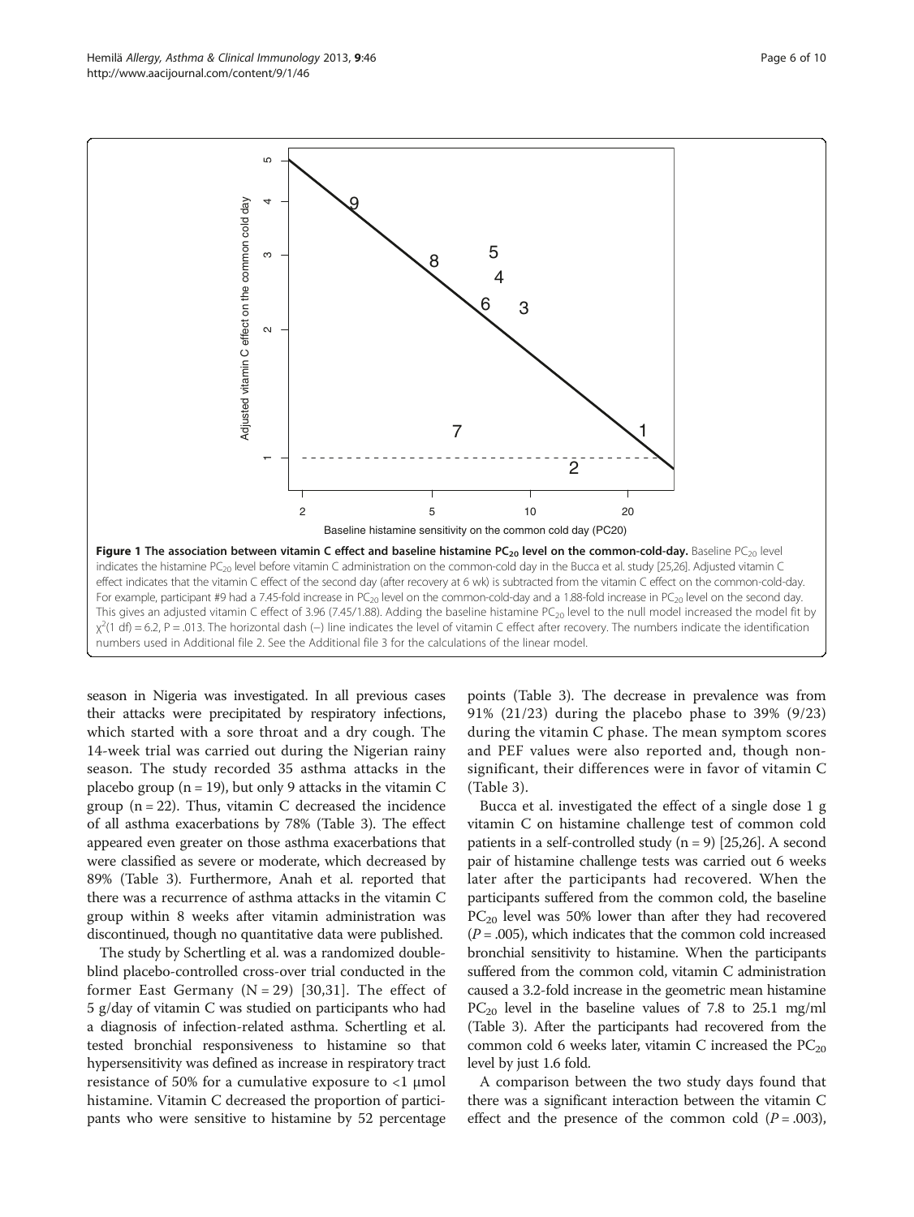**Figure 1 The association between vitamin C effect and baseline histamine $PC_{20}$ level on the common-cold-day.** Baseline $PC_{20}$ level indicates the histamine $PC_{20}$ level before vitamin C administration on the common-cold day in the Bucca et al. study [25,26]. Adjusted vitamin C effect indicates that the vitamin C effect of the second day (after recovery at 6 wk) is subtracted from the vitamin C effect on the common-cold-day. For example, participant #9 had a 7.45-fold increase in $PC_{20}$ level on the common-cold-day and a 1.88-fold increase in $PC_{20}$ level on the second day. This gives an adjusted vitamin C effect of 3.96 (7.45/1.88). Adding the baseline histamine $PC_{20}$ level to the null model increased the model fit by $\chi^2$(1 df) = 6.2, P = .013. The horizontal dash (–) line indicates the level of vitamin C effect after recovery. The numbers indicate the identification numbers used in Additional file 2. See the Additional file 3 for the calculations of the linear model.

season in Nigeria was investigated. In all previous cases their attacks were precipitated by respiratory infections, which started with a sore throat and a dry cough. The 14-week trial was carried out during the Nigerian rainy season. The study recorded 35 asthma attacks in the placebo group (n = 19), but only 9 attacks in the vitamin C group (n = 22). Thus, vitamin C decreased the incidence of all asthma exacerbations by 78% (Table 3). The effect appeared even greater on those asthma exacerbations that were classified as severe or moderate, which decreased by 89% (Table 3). Furthermore, Anah et al. reported that there was a recurrence of asthma attacks in the vitamin C group within 8 weeks after vitamin administration was discontinued, though no quantitative data were published.

The study by Schertling et al. was a randomized double-blind placebo-controlled cross-over trial conducted in the former East Germany (N = 29) [30,31]. The effect of 5 g/day of vitamin C was studied on participants who had a diagnosis of infection-related asthma. Schertling et al. tested bronchial responsiveness to histamine so that hypersensitivity was defined as increase in respiratory tract resistance of 50% for a cumulative exposure to <1 μmol histamine. Vitamin C decreased the proportion of participants who were sensitive to histamine by 52 percentage points (Table 3). The decrease in prevalence was from 91% (21/23) during the placebo phase to 39% (9/23) during the vitamin C phase. The mean symptom scores and PEF values were also reported and, though non-significant, their differences were in favor of vitamin C (Table 3).

Bucca et al. investigated the effect of a single dose 1 g vitamin C on histamine challenge test of common cold patients in a self-controlled study (n = 9) [25,26]. A second pair of histamine challenge tests was carried out 6 weeks later after the participants had recovered. When the participants suffered from the common cold, the baseline $PC_{20}$ level was 50% lower than after they had recovered ($P$ = .005), which indicates that the common cold increased bronchial sensitivity to histamine. When the participants suffered from the common cold, vitamin C administration caused a 3.2-fold increase in the geometric mean histamine $PC_{20}$ level in the baseline values of 7.8 to 25.1 mg/ml (Table 3). After the participants had recovered from the common cold 6 weeks later, vitamin C increased the $PC_{20}$ level by just 1.6 fold.

A comparison between the two study days found that there was a significant interaction between the vitamin C effect and the presence of the common cold ($P$ = .003),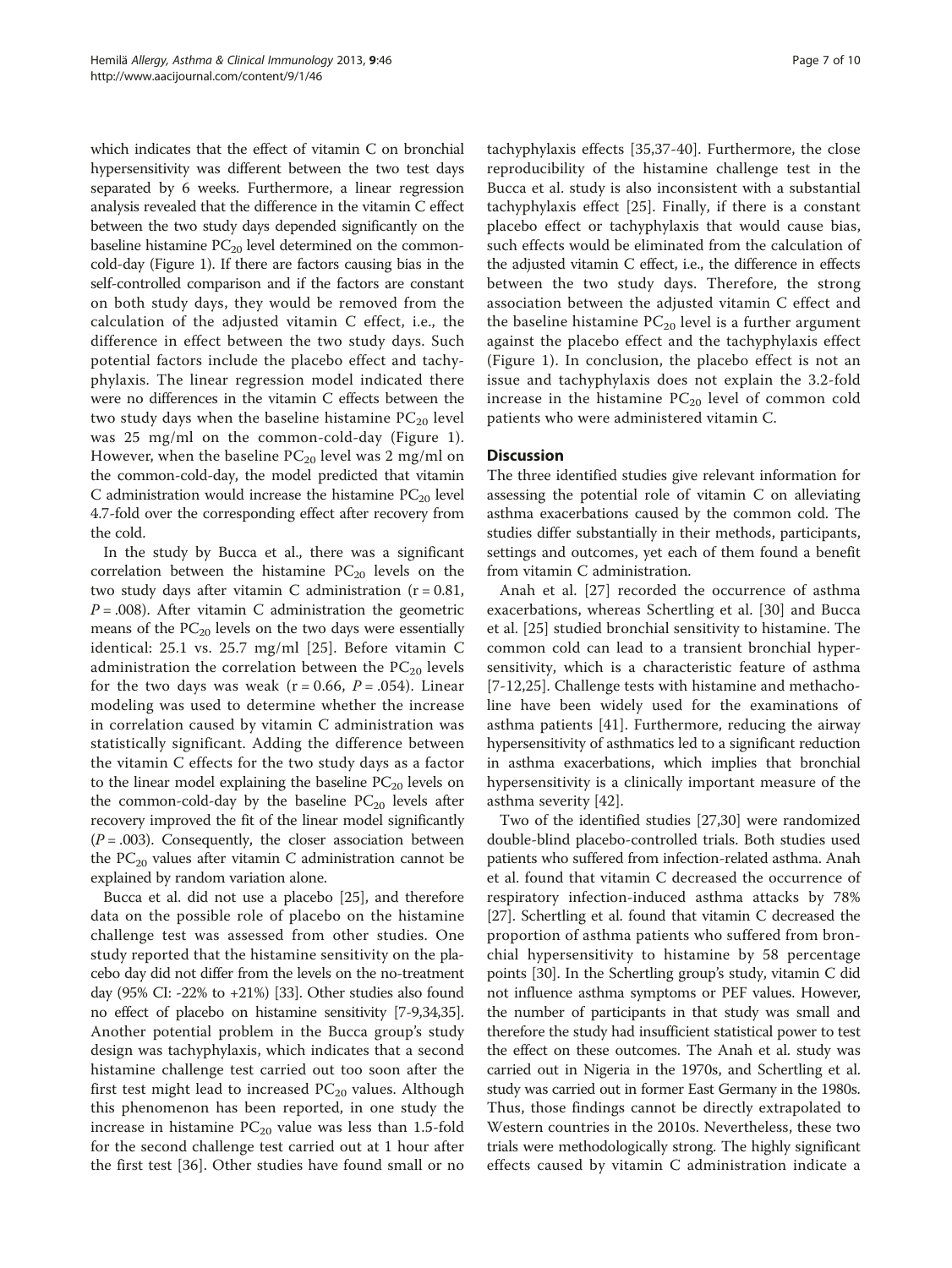which indicates that the effect of vitamin C on bronchial hypersensitivity was different between the two test days separated by 6 weeks. Furthermore, a linear regression analysis revealed that the difference in the vitamin C effect between the two study days depended significantly on the baseline histamine $PC_{20}$ level determined on the common-cold-day (Figure 1). If there are factors causing bias in the self-controlled comparison and if the factors are constant on both study days, they would be removed from the calculation of the adjusted vitamin C effect, i.e., the difference in effect between the two study days. Such potential factors include the placebo effect and tachyphylaxis. The linear regression model indicated there were no differences in the vitamin C effects between the two study days when the baseline histamine $PC_{20}$ level was 25 mg/ml on the common-cold-day (Figure 1). However, when the baseline $PC_{20}$ level was 2 mg/ml on the common-cold-day, the model predicted that vitamin C administration would increase the histamine $PC_{20}$ level 4.7-fold over the corresponding effect after recovery from the cold.

In the study by Bucca et al., there was a significant correlation between the histamine $PC_{20}$ levels on the two study days after vitamin C administration ($r = 0.81$, $P = .008$). After vitamin C administration the geometric means of the $PC_{20}$ levels on the two days were essentially identical: 25.1 vs. 25.7 mg/ml [25]. Before vitamin C administration the correlation between the $PC_{20}$ levels for the two days was weak ($r = 0.66$, $P = .054$). Linear modeling was used to determine whether the increase in correlation caused by vitamin C administration was statistically significant. Adding the difference between the vitamin C effects for the two study days as a factor to the linear model explaining the baseline $PC_{20}$ levels on the common-cold-day by the baseline $PC_{20}$ levels after recovery improved the fit of the linear model significantly ($P = .003$). Consequently, the closer association between the $PC_{20}$ values after vitamin C administration cannot be explained by random variation alone.

Bucca et al. did not use a placebo [25], and therefore data on the possible role of placebo on the histamine challenge test was assessed from other studies. One study reported that the histamine sensitivity on the placebo day did not differ from the levels on the no-treatment day (95% CI: -22% to +21%) [33]. Other studies also found no effect of placebo on histamine sensitivity [7-9,34,35]. Another potential problem in the Bucca group's study design was tachyphylaxis, which indicates that a second histamine challenge test carried out too soon after the first test might lead to increased $PC_{20}$ values. Although this phenomenon has been reported, in one study the increase in histamine $PC_{20}$ value was less than 1.5-fold for the second challenge test carried out at 1 hour after the first test [36]. Other studies have found small or no tachyphylaxis effects [35,37-40]. Furthermore, the close reproducibility of the histamine challenge test in the Bucca et al. study is also inconsistent with a substantial tachyphylaxis effect [25]. Finally, if there is a constant placebo effect or tachyphylaxis that would cause bias, such effects would be eliminated from the calculation of the adjusted vitamin C effect, i.e., the difference in effects between the two study days. Therefore, the strong association between the adjusted vitamin C effect and the baseline histamine $PC_{20}$ level is a further argument against the placebo effect and the tachyphylaxis effect (Figure 1). In conclusion, the placebo effect is not an issue and tachyphylaxis does not explain the 3.2-fold increase in the histamine $PC_{20}$ level of common cold patients who were administered vitamin C.

## Discussion

The three identified studies give relevant information for assessing the potential role of vitamin C on alleviating asthma exacerbations caused by the common cold. The studies differ substantially in their methods, participants, settings and outcomes, yet each of them found a benefit from vitamin C administration.

Anah et al. [27] recorded the occurrence of asthma exacerbations, whereas Schertling et al. [30] and Bucca et al. [25] studied bronchial sensitivity to histamine. The common cold can lead to a transient bronchial hypersensitivity, which is a characteristic feature of asthma [7-12,25]. Challenge tests with histamine and methacholine have been widely used for the examinations of asthma patients [41]. Furthermore, reducing the airway hypersensitivity of asthmatics led to a significant reduction in asthma exacerbations, which implies that bronchial hypersensitivity is a clinically important measure of the asthma severity [42].

Two of the identified studies [27,30] were randomized double-blind placebo-controlled trials. Both studies used patients who suffered from infection-related asthma. Anah et al. found that vitamin C decreased the occurrence of respiratory infection-induced asthma attacks by 78% [27]. Schertling et al. found that vitamin C decreased the proportion of asthma patients who suffered from bronchial hypersensitivity to histamine by 58 percentage points [30]. In the Schertling group's study, vitamin C did not influence asthma symptoms or PEF values. However, the number of participants in that study was small and therefore the study had insufficient statistical power to test the effect on these outcomes. The Anah et al. study was carried out in Nigeria in the 1970s, and Schertling et al. study was carried out in former East Germany in the 1980s. Thus, those findings cannot be directly extrapolated to Western countries in the 2010s. Nevertheless, these two trials were methodologically strong. The highly significant effects caused by vitamin C administration indicate a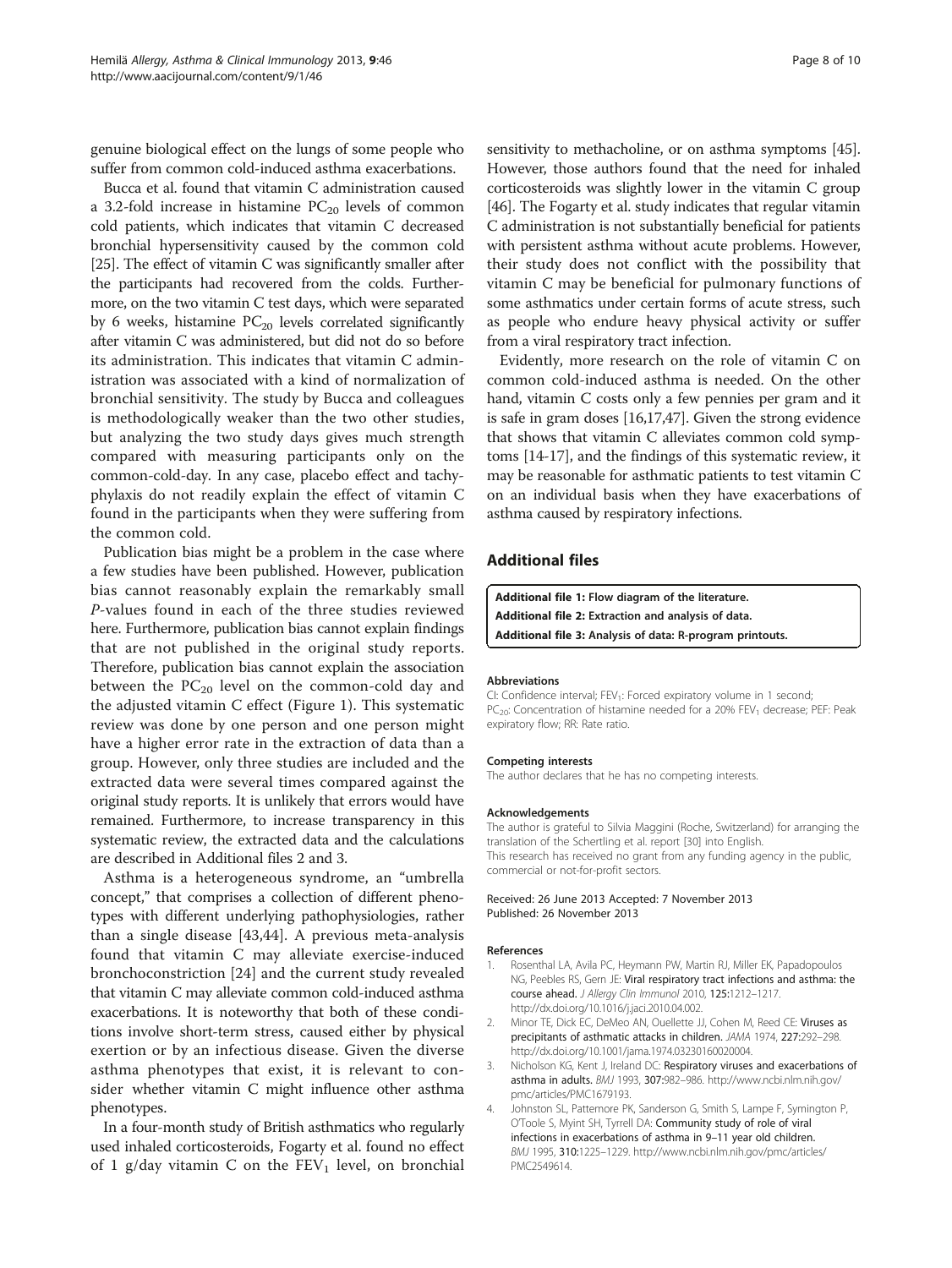genuine biological effect on the lungs of some people who suffer from common cold-induced asthma exacerbations.

Bucca et al. found that vitamin C administration caused a 3.2-fold increase in histamine $PC_{20}$ levels of common cold patients, which indicates that vitamin C decreased bronchial hypersensitivity caused by the common cold [25]. The effect of vitamin C was significantly smaller after the participants had recovered from the colds. Furthermore, on the two vitamin C test days, which were separated by 6 weeks, histamine $PC_{20}$ levels correlated significantly after vitamin C was administered, but did not do so before its administration. This indicates that vitamin C administration was associated with a kind of normalization of bronchial sensitivity. The study by Bucca and colleagues is methodologically weaker than the two other studies, but analyzing the two study days gives much strength compared with measuring participants only on the common-cold-day. In any case, placebo effect and tachyphylaxis do not readily explain the effect of vitamin C found in the participants when they were suffering from the common cold.

Publication bias might be a problem in the case where a few studies have been published. However, publication bias cannot reasonably explain the remarkably small *P*-values found in each of the three studies reviewed here. Furthermore, publication bias cannot explain findings that are not published in the original study reports. Therefore, publication bias cannot explain the association between the $PC_{20}$ level on the common-cold day and the adjusted vitamin C effect (Figure 1). This systematic review was done by one person and one person might have a higher error rate in the extraction of data than a group. However, only three studies are included and the extracted data were several times compared against the original study reports. It is unlikely that errors would have remained. Furthermore, to increase transparency in this systematic review, the extracted data and the calculations are described in Additional files 2 and 3.

Asthma is a heterogeneous syndrome, an "umbrella concept," that comprises a collection of different phenotypes with different underlying pathophysiologies, rather than a single disease [43,44]. A previous meta-analysis found that vitamin C may alleviate exercise-induced bronchoconstriction [24] and the current study revealed that vitamin C may alleviate common cold-induced asthma exacerbations. It is noteworthy that both of these conditions involve short-term stress, caused either by physical exertion or by an infectious disease. Given the diverse asthma phenotypes that exist, it is relevant to consider whether vitamin C might influence other asthma phenotypes.

In a four-month study of British asthmatics who regularly used inhaled corticosteroids, Fogarty et al. found no effect of 1 g/day vitamin C on the $FEV_1$ level, on bronchial sensitivity to methacholine, or on asthma symptoms [45]. However, those authors found that the need for inhaled corticosteroids was slightly lower in the vitamin C group [46]. The Fogarty et al. study indicates that regular vitamin C administration is not substantially beneficial for patients with persistent asthma without acute problems. However, their study does not conflict with the possibility that vitamin C may be beneficial for pulmonary functions of some asthmatics under certain forms of acute stress, such as people who endure heavy physical activity or suffer from a viral respiratory tract infection.

Evidently, more research on the role of vitamin C on common cold-induced asthma is needed. On the other hand, vitamin C costs only a few pennies per gram and it is safe in gram doses [16,17,47]. Given the strong evidence that shows that vitamin C alleviates common cold symptoms [14-17], and the findings of this systematic review, it may be reasonable for asthmatic patients to test vitamin C on an individual basis when they have exacerbations of asthma caused by respiratory infections.

## Additional files

**Additional file 1: Flow diagram of the literature.**
**Additional file 2: Extraction and analysis of data.**
**Additional file 3: Analysis of data: R-program printouts.**

#### Abbreviations

CI: Confidence interval; $FEV_1$: Forced expiratory volume in 1 second; $PC_{20}$: Concentration of histamine needed for a 20% $FEV_1$ decrease; PEF: Peak expiratory flow; RR: Rate ratio.

#### Competing interests

The author declares that he has no competing interests.

#### Acknowledgements

The author is grateful to Silvia Maggini (Roche, Switzerland) for arranging the translation of the Schertling et al. report [30] into English.
This research has received no grant from any funding agency in the public, commercial or not-for-profit sectors.

Received: 26 June 2013 Accepted: 7 November 2013
Published: 26 November 2013

#### References

1. Rosenthal LA, Avila PC, Heymann PW, Martin RJ, Miller EK, Papadopoulos NG, Peebles RS, Gern JE: **Viral respiratory tract infections and asthma: the course ahead.** *J Allergy Clin Immunol* 2010, **125:**1212–1217. http://dx.doi.org/10.1016/j.jaci.2010.04.002.
2. Minor TE, Dick EC, DeMeo AN, Ouellette JJ, Cohen M, Reed CE: **Viruses as precipitants of asthmatic attacks in children.** *JAMA* 1974, **227:**292–298. http://dx.doi.org/10.1001/jama.1974.03230160020004.
3. Nicholson KG, Kent J, Ireland DC: **Respiratory viruses and exacerbations of asthma in adults.** *BMJ* 1993, **307:**982–986. http://www.ncbi.nlm.nih.gov/pmc/articles/PMC1679193.
4. Johnston SL, Pattemore PK, Sanderson G, Smith S, Lampe F, Symington P, O'Toole S, Myint SH, Tyrrell DA: **Community study of role of viral infections in exacerbations of asthma in 9–11 year old children.** *BMJ* 1995, **310:**1225–1229. http://www.ncbi.nlm.nih.gov/pmc/articles/PMC2549614.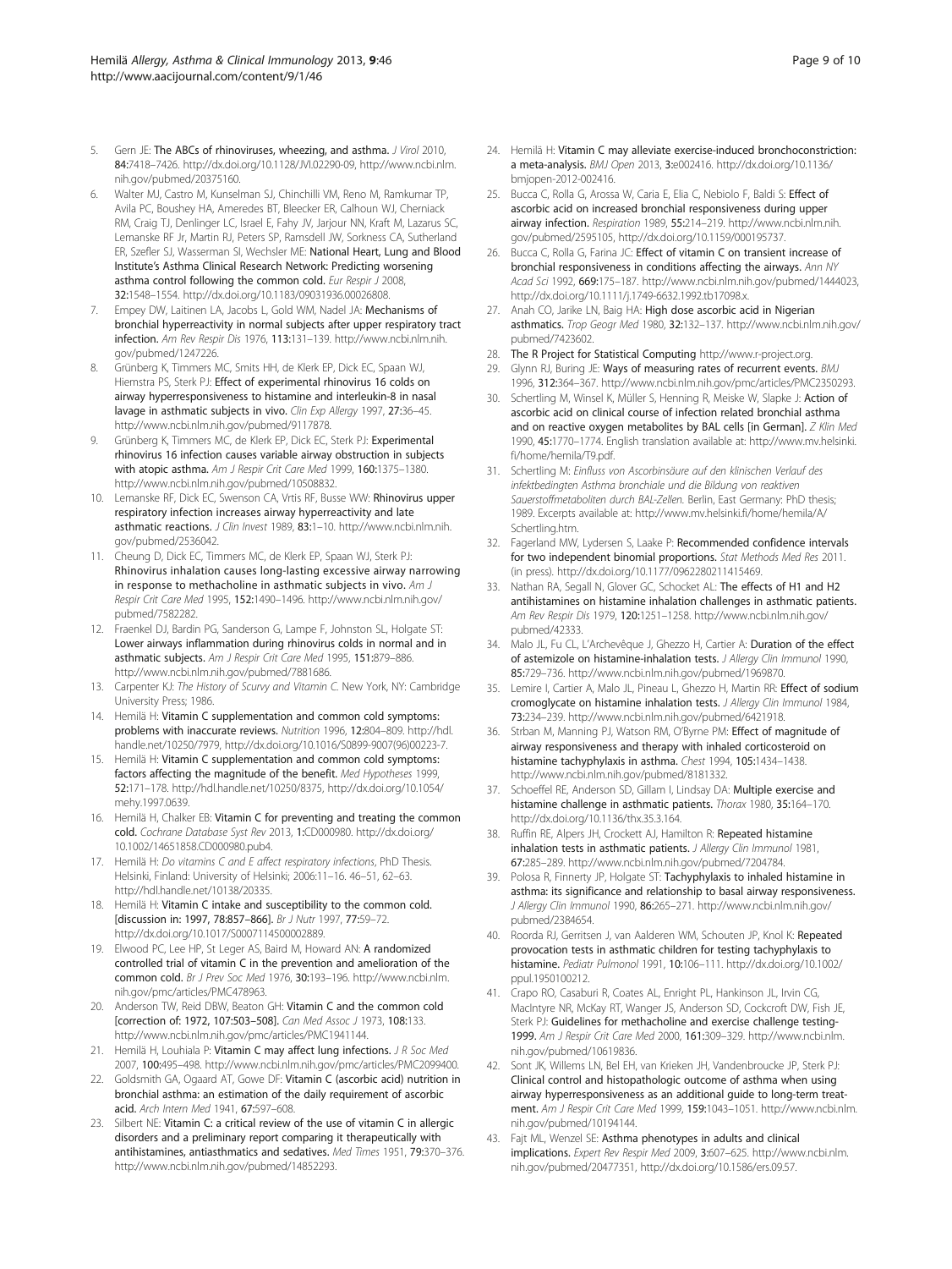5. Gern JE: **The ABCs of rhinoviruses, wheezing, and asthma.** *J Virol* 2010, **84:**7418–7426. http://dx.doi.org/10.1128/JVI.02290-09, http://www.ncbi.nlm.nih.gov/pubmed/20375160.
6. Walter MJ, Castro M, Kunselman SJ, Chinchilli VM, Reno M, Ramkumar TP, Avila PC, Boushey HA, Ameredes BT, Bleecker ER, Calhoun WJ, Cherniack RM, Craig TJ, Denlinger LC, Israel E, Fahy JV, Jarjour NN, Kraft M, Lazarus SC, Lemanske RF Jr, Martin RJ, Peters SP, Ramsdell JW, Sorkness CA, Sutherland ER, Szefler SJ, Wasserman SI, Wechsler ME: **National Heart, Lung and Blood Institute's Asthma Clinical Research Network: Predicting worsening asthma control following the common cold.** *Eur Respir J* 2008, **32:**1548–1554. http://dx.doi.org/10.1183/09031936.00026808.
7. Empey DW, Laitinen LA, Jacobs L, Gold WM, Nadel JA: **Mechanisms of bronchial hyperreactivity in normal subjects after upper respiratory tract infection.** *Am Rev Respir Dis* 1976, **113:**131–139. http://www.ncbi.nlm.nih.gov/pubmed/1247226.
8. Grünberg K, Timmers MC, Smits HH, de Klerk EP, Dick EC, Spaan WJ, Hiemstra PS, Sterk PJ: **Effect of experimental rhinovirus 16 colds on airway hyperresponsiveness to histamine and interleukin-8 in nasal lavage in asthmatic subjects in vivo.** *Clin Exp Allergy* 1997, **27:**36–45. http://www.ncbi.nlm.nih.gov/pubmed/9117878.
9. Grünberg K, Timmers MC, de Klerk EP, Dick EC, Sterk PJ: **Experimental rhinovirus 16 infection causes variable airway obstruction in subjects with atopic asthma.** *Am J Respir Crit Care Med* 1999, **160:**1375–1380. http://www.ncbi.nlm.nih.gov/pubmed/10508832.
10. Lemanske RF, Dick EC, Swenson CA, Vrtis RF, Busse WW: **Rhinovirus upper respiratory infection increases airway hyperreactivity and late asthmatic reactions.** *J Clin Invest* 1989, **83:**1–10. http://www.ncbi.nlm.nih.gov/pubmed/2536042.
11. Cheung D, Dick EC, Timmers MC, de Klerk EP, Spaan WJ, Sterk PJ: **Rhinovirus inhalation causes long-lasting excessive airway narrowing in response to methacholine in asthmatic subjects in vivo.** *Am J Respir Crit Care Med* 1995, **152:**1490–1496. http://www.ncbi.nlm.nih.gov/pubmed/7582282.
12. Fraenkel DJ, Bardin PG, Sanderson G, Lampe F, Johnston SL, Holgate ST: **Lower airways inflammation during rhinovirus colds in normal and in asthmatic subjects.** *Am J Respir Crit Care Med* 1995, **151:**879–886. http://www.ncbi.nlm.nih.gov/pubmed/7881686.
13. Carpenter KJ: *The History of Scurvy and Vitamin C.* New York, NY: Cambridge University Press; 1986.
14. Hemilä H: **Vitamin C supplementation and common cold symptoms: problems with inaccurate reviews.** *Nutrition* 1996, **12:**804–809. http://hdl.handle.net/10250/7979, http://dx.doi.org/10.1016/S0899-9007(96)00223-7.
15. Hemilä H: **Vitamin C supplementation and common cold symptoms: factors affecting the magnitude of the benefit.** *Med Hypotheses* 1999, **52:**171–178. http://hdl.handle.net/10250/8375, http://dx.doi.org/10.1054/mehy.1997.0639.
16. Hemilä H, Chalker EB: **Vitamin C for preventing and treating the common cold.** *Cochrane Database Syst Rev* 2013, **1:**CD000980. http://dx.doi.org/10.1002/14651858.CD000980.pub4.
17. Hemilä H: *Do vitamins C and E affect respiratory infections*, PhD Thesis. Helsinki, Finland: University of Helsinki; 2006:11–16. 46–51, 62–63. http://hdl.handle.net/10138/20335.
18. Hemilä H: **Vitamin C intake and susceptibility to the common cold. [discussion in: 1997, 78:857–866].** *Br J Nutr* 1997, **77:**59–72. http://dx.doi.org/10.1017/S0007114500002889.
19. Elwood PC, Lee HP, St Leger AS, Baird M, Howard AN: **A randomized controlled trial of vitamin C in the prevention and amelioration of the common cold.** *Br J Prev Soc Med* 1976, **30:**193–196. http://www.ncbi.nlm.nih.gov/pmc/articles/PMC478963.
20. Anderson TW, Reid DBW, Beaton GH: **Vitamin C and the common cold [correction of: 1972, 107:503–508].** *Can Med Assoc J* 1973, **108:**133. http://www.ncbi.nlm.nih.gov/pmc/articles/PMC1941144.
21. Hemilä H, Louhiala P: **Vitamin C may affect lung infections.** *J R Soc Med* 2007, **100:**495–498. http://www.ncbi.nlm.nih.gov/pmc/articles/PMC2099400.
22. Goldsmith GA, Ogaard AT, Gowe DF: **Vitamin C (ascorbic acid) nutrition in bronchial asthma: an estimation of the daily requirement of ascorbic acid.** *Arch Intern Med* 1941, **67:**597–608.
23. Silbert NE: **Vitamin C: a critical review of the use of vitamin C in allergic disorders and a preliminary report comparing it therapeutically with antihistamines, antiasthmatics and sedatives.** *Med Times* 1951, **79:**370–376. http://www.ncbi.nlm.nih.gov/pubmed/14852293.
24. Hemilä H: **Vitamin C may alleviate exercise-induced bronchoconstriction: a meta-analysis.** *BMJ Open* 2013, **3:**e002416. http://dx.doi.org/10.1136/bmjopen-2012-002416.
25. Bucca C, Rolla G, Arossa W, Caria E, Elia C, Nebiolo F, Baldi S: **Effect of ascorbic acid on increased bronchial responsiveness during upper airway infection.** *Respiration* 1989, **55:**214–219. http://www.ncbi.nlm.nih.gov/pubmed/2595105, http://dx.doi.org/10.1159/000195737.
26. Bucca C, Rolla G, Farina JC: **Effect of vitamin C on transient increase of bronchial responsiveness in conditions affecting the airways.** *Ann NY Acad Sci* 1992, **669:**175–187. http://www.ncbi.nlm.nih.gov/pubmed/1444023, http://dx.doi.org/10.1111/j.1749-6632.1992.tb17098.x.
27. Anah CO, Jarike LN, Baig HA: **High dose ascorbic acid in Nigerian asthmatics.** *Trop Geogr Med* 1980, **32:**132–137. http://www.ncbi.nlm.nih.gov/pubmed/7423602.
28. **The R Project for Statistical Computing** http://www.r-project.org.
29. Glynn RJ, Buring JE: **Ways of measuring rates of recurrent events.** *BMJ* 1996, **312:**364–367. http://www.ncbi.nlm.nih.gov/pmc/articles/PMC2350293.
30. Schertling M, Winsel K, Müller S, Henning R, Meiske W, Slapke J: **Action of ascorbic acid on clinical course of infection related bronchial asthma and on reactive oxygen metabolites by BAL cells [in German].** *Z Klin Med* 1990, **45:**1770–1774. English translation available at: http://www.mv.helsinki.fi/home/hemila/T9.pdf.
31. Schertling M: *Einfluss von Ascorbinsäure auf den klinischen Verlauf des infektbedingten Asthma bronchiale und die Bildung von reaktiven Sauerstoffmetaboliten durch BAL-Zellen.* Berlin, East Germany: PhD thesis; 1989. Excerpts available at: http://www.mv.helsinki.fi/home/hemila/A/Schertling.htm.
32. Fagerland MW, Lydersen S, Laake P: **Recommended confidence intervals for two independent binomial proportions.** *Stat Methods Med Res* 2011. (in press). http://dx.doi.org/10.1177/0962280211415469.
33. Nathan RA, Segall N, Glover GC, Schocket AL: **The effects of H1 and H2 antihistamines on histamine inhalation challenges in asthmatic patients.** *Am Rev Respir Dis* 1979, **120:**1251–1258. http://www.ncbi.nlm.nih.gov/pubmed/42333.
34. Malo JL, Fu CL, L'Archevêque J, Ghezzo H, Cartier A: **Duration of the effect of astemizole on histamine-inhalation tests.** *J Allergy Clin Immunol* 1990, **85:**729–736. http://www.ncbi.nlm.nih.gov/pubmed/1969870.
35. Lemire I, Cartier A, Malo JL, Pineau L, Ghezzo H, Martin RR: **Effect of sodium cromoglycate on histamine inhalation tests.** *J Allergy Clin Immunol* 1984, **73:**234–239. http://www.ncbi.nlm.nih.gov/pubmed/6421918.
36. Strban M, Manning PJ, Watson RM, O'Byrne PM: **Effect of magnitude of airway responsiveness and therapy with inhaled corticosteroid on histamine tachyphylaxis in asthma.** *Chest* 1994, **105:**1434–1438. http://www.ncbi.nlm.nih.gov/pubmed/8181332.
37. Schoeffel RE, Anderson SD, Gillam I, Lindsay DA: **Multiple exercise and histamine challenge in asthmatic patients.** *Thorax* 1980, **35:**164–170. http://dx.doi.org/10.1136/thx.35.3.164.
38. Ruffin RE, Alpers JH, Crockett AJ, Hamilton R: **Repeated histamine inhalation tests in asthmatic patients.** *J Allergy Clin Immunol* 1981, **67:**285–289. http://www.ncbi.nlm.nih.gov/pubmed/7204784.
39. Polosa R, Finnerty JP, Holgate ST: **Tachyphylaxis to inhaled histamine in asthma: its significance and relationship to basal airway responsiveness.** *J Allergy Clin Immunol* 1990, **86:**265–271. http://www.ncbi.nlm.nih.gov/pubmed/2384654.
40. Roorda RJ, Gerritsen J, van Aalderen WM, Schouten JP, Knol K: **Repeated provocation tests in asthmatic children for testing tachyphylaxis to histamine.** *Pediatr Pulmonol* 1991, **10:**106–111. http://dx.doi.org/10.1002/ppul.1950100212.
41. Crapo RO, Casaburi R, Coates AL, Enright PL, Hankinson JL, Irvin CG, MacIntyre NR, McKay RT, Wanger JS, Anderson SD, Cockcroft DW, Fish JE, Sterk PJ: **Guidelines for methacholine and exercise challenge testing-1999.** *Am J Respir Crit Care Med* 2000, **161:**309–329. http://www.ncbi.nlm.nih.gov/pubmed/10619836.
42. Sont JK, Willems LN, Bel EH, van Krieken JH, Vandenbroucke JP, Sterk PJ: **Clinical control and histopathologic outcome of asthma when using airway hyperresponsiveness as an additional guide to long-term treatment.** *Am J Respir Crit Care Med* 1999, **159:**1043–1051. http://www.ncbi.nlm.nih.gov/pubmed/10194144.
43. Fajt ML, Wenzel SE: **Asthma phenotypes in adults and clinical implications.** *Expert Rev Respir Med* 2009, **3:**607–625. http://www.ncbi.nlm.nih.gov/pubmed/20477351, http://dx.doi.org/10.1586/ers.09.57.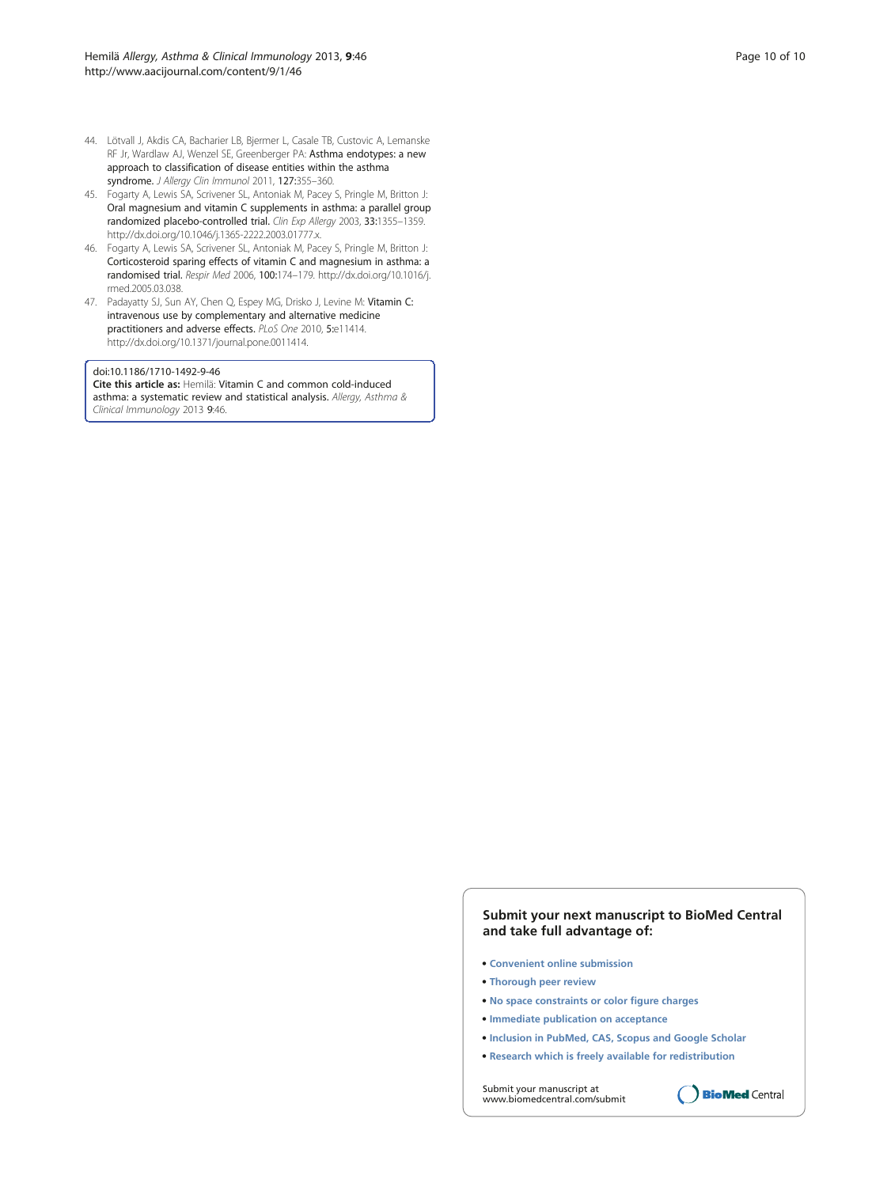44. Lötvall J, Akdis CA, Bacharier LB, Bjermer L, Casale TB, Custovic A, Lemanske RF Jr, Wardlaw AJ, Wenzel SE, Greenberger PA: **Asthma endotypes: a new approach to classification of disease entities within the asthma syndrome.** *J Allergy Clin Immunol* 2011, **127**:355–360.
45. Fogarty A, Lewis SA, Scrivener SL, Antoniak M, Pacey S, Pringle M, Britton J: **Oral magnesium and vitamin C supplements in asthma: a parallel group randomized placebo-controlled trial.** *Clin Exp Allergy* 2003, **33**:1355–1359. http://dx.doi.org/10.1046/j.1365-2222.2003.01777.x.
46. Fogarty A, Lewis SA, Scrivener SL, Antoniak M, Pacey S, Pringle M, Britton J: **Corticosteroid sparing effects of vitamin C and magnesium in asthma: a randomised trial.** *Respir Med* 2006, **100**:174–179. http://dx.doi.org/10.1016/j.rmed.2005.03.038.
47. Padayatty SJ, Sun AY, Chen Q, Espey MG, Drisko J, Levine M: **Vitamin C: intravenous use by complementary and alternative medicine practitioners and adverse effects.** *PLoS One* 2010, **5**:e11414. http://dx.doi.org/10.1371/journal.pone.0011414.

doi:10.1186/1710-1492-9-46
**Cite this article as:** Hemilä: Vitamin C and common cold-induced asthma: a systematic review and statistical analysis. *Allergy, Asthma & Clinical Immunology* 2013 **9**:46.

**Submit your next manuscript to BioMed Central and take full advantage of:**

- **Convenient online submission**
- **Thorough peer review**
- **No space constraints or color figure charges**
- **Immediate publication on acceptance**
- **Inclusion in PubMed, CAS, Scopus and Google Scholar**
- **Research which is freely available for redistribution**

Submit your manuscript at
www.biomedcentral.com/submit

BioMed Central